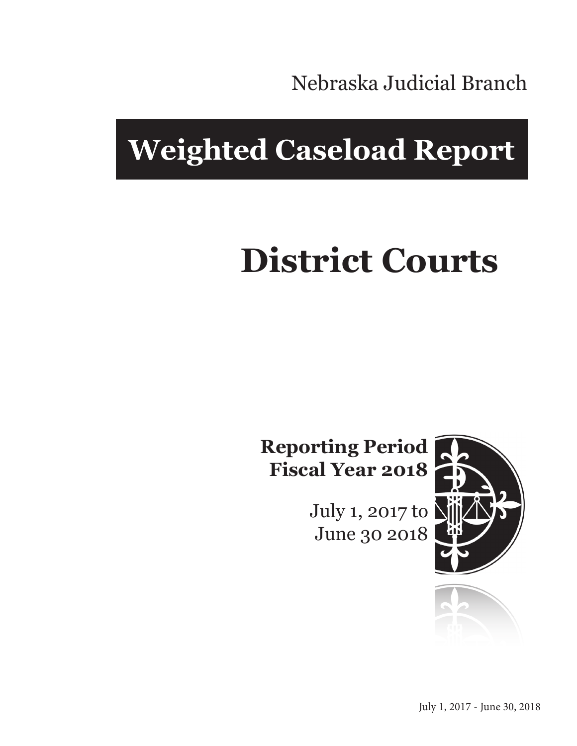Nebraska Judicial Branch

# Weighted Caseload Report

# District Courts

**Reporting Period**
**Fiscal Year 2018**

July 1, 2017 to
June 30 2018

July 1, 2017 - June 30, 2018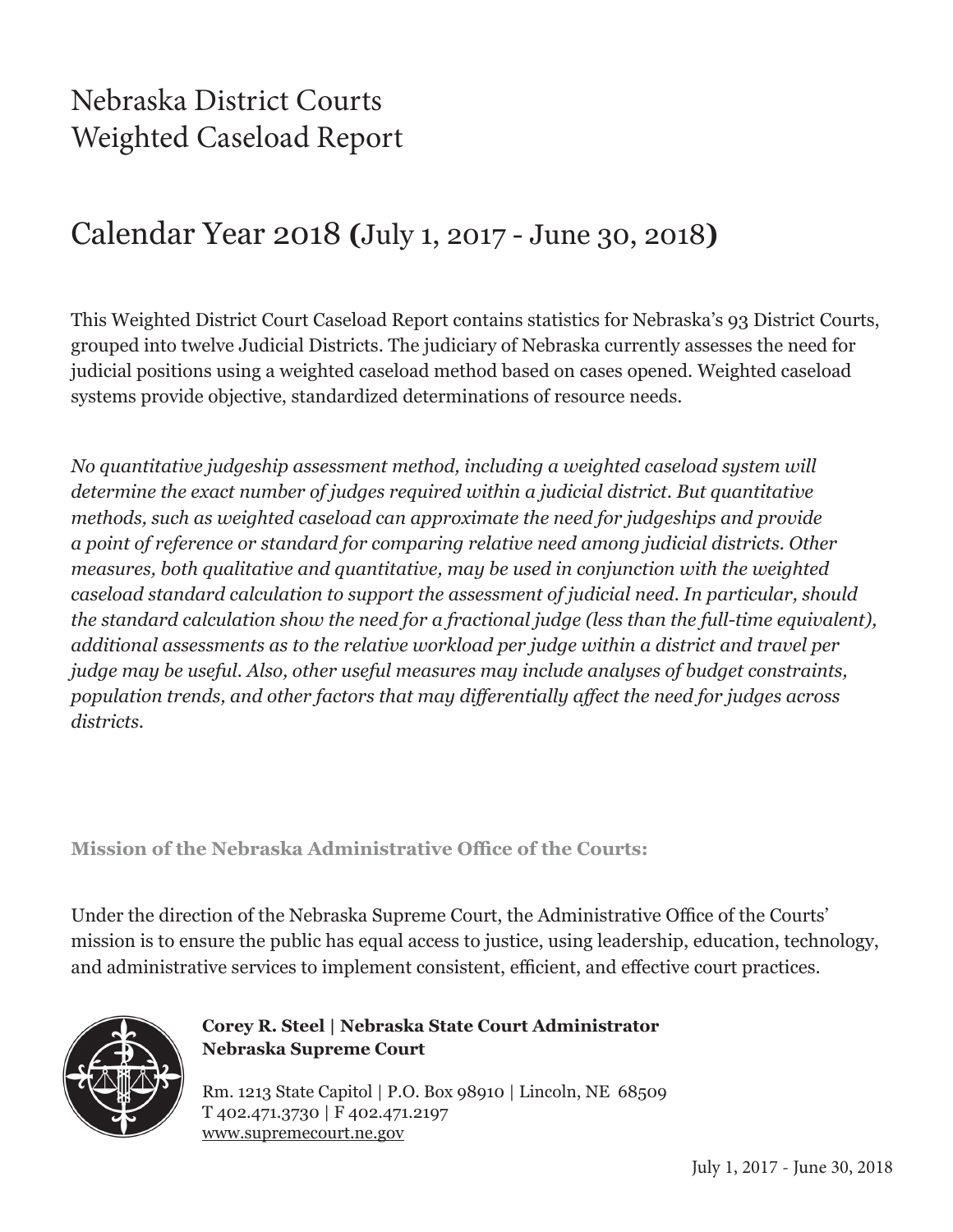# Nebraska District Courts
# Weighted Caseload Report

## Calendar Year 2018 **(**July 1, 2017 - June 30, 2018**)**

This Weighted District Court Caseload Report contains statistics for Nebraska's 93 District Courts, grouped into twelve Judicial Districts. The judiciary of Nebraska currently assesses the need for judicial positions using a weighted caseload method based on cases opened. Weighted caseload systems provide objective, standardized determinations of resource needs.

*No quantitative judgeship assessment method, including a weighted caseload system will determine the exact number of judges required within a judicial district. But quantitative methods, such as weighted caseload can approximate the need for judgeships and provide a point of reference or standard for comparing relative need among judicial districts. Other measures, both qualitative and quantitative, may be used in conjunction with the weighted caseload standard calculation to support the assessment of judicial need. In particular, should the standard calculation show the need for a fractional judge (less than the full-time equivalent), additional assessments as to the relative workload per judge within a district and travel per judge may be useful. Also, other useful measures may include analyses of budget constraints, population trends, and other factors that may differentially affect the need for judges across districts.*

**Mission of the Nebraska Administrative Office of the Courts:**

Under the direction of the Nebraska Supreme Court, the Administrative Office of the Courts' mission is to ensure the public has equal access to justice, using leadership, education, technology, and administrative services to implement consistent, efficient, and effective court practices.

**Corey R. Steel | Nebraska State Court Administrator**
**Nebraska Supreme Court**

Rm. 1213 State Capitol | P.O. Box 98910 | Lincoln, NE 68509
T 402.471.3730 | F 402.471.2197
www.supremecourt.ne.gov

July 1, 2017 - June 30, 2018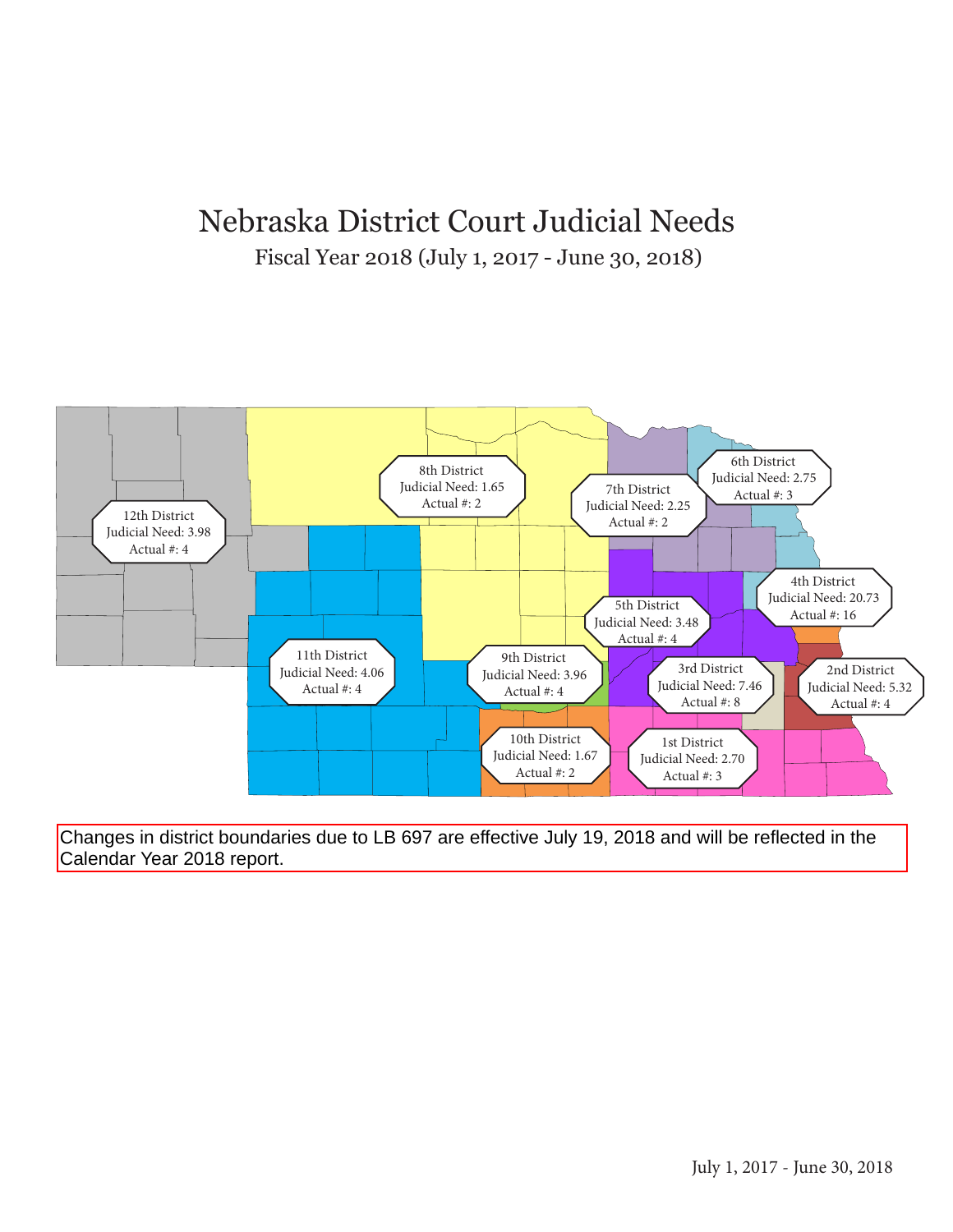# Nebraska District Court Judicial Needs

Fiscal Year 2018 (July 1, 2017 - June 30, 2018)

12th District
Judicial Need: 3.98
Actual #: 4

8th District
Judicial Need: 1.65
Actual #: 2

7th District
Judicial Need: 2.25
Actual #: 2

6th District
Judicial Need: 2.75
Actual #: 3

4th District
Judicial Need: 20.73
Actual #: 16

5th District
Judicial Need: 3.48
Actual #: 4

11th District
Judicial Need: 4.06
Actual #: 4

9th District
Judicial Need: 3.96
Actual #: 4

3rd District
Judicial Need: 7.46
Actual #: 8

2nd District
Judicial Need: 5.32
Actual #: 4

10th District
Judicial Need: 1.67
Actual #: 2

1st District
Judicial Need: 2.70
Actual #: 3

Changes in district boundaries due to LB 697 are effective July 19, 2018 and will be reflected in the Calendar Year 2018 report.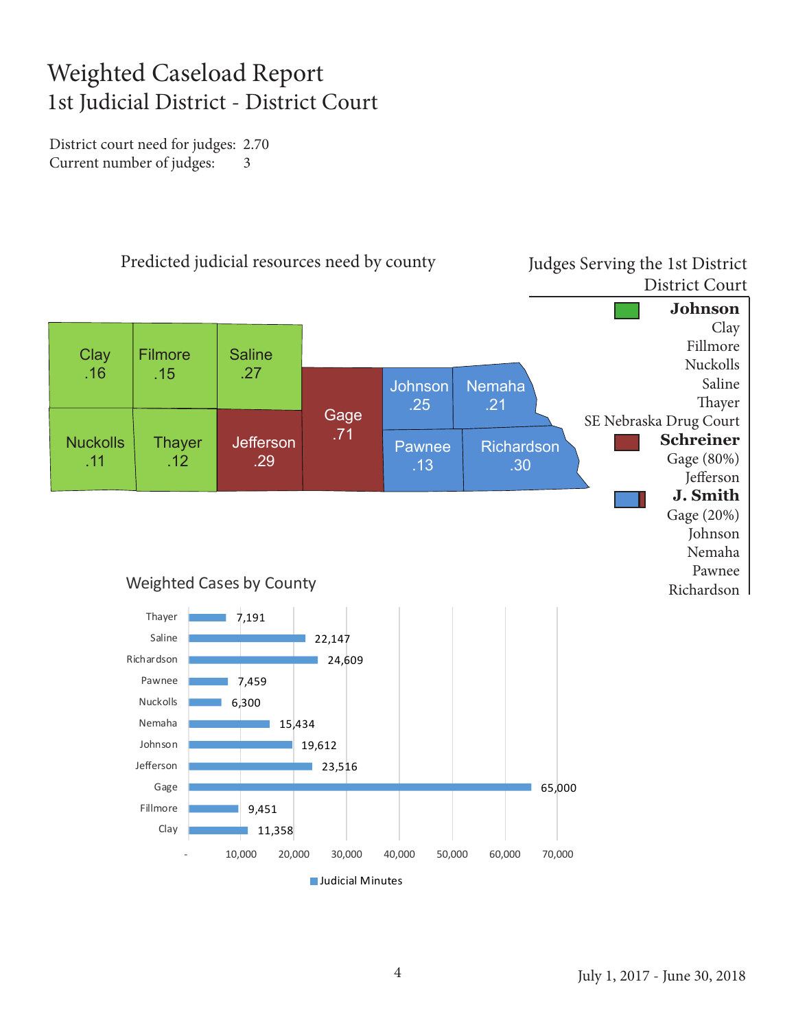# Weighted Caseload Report
## 1st Judicial District - District Court

District court need for judges: 2.70
Current number of judges: 3

### Predicted judicial resources need by county

| County | Need |
|---|---|
| Clay | .16 |
| Filmore | .15 |
| Saline | .27 |
| Nuckolls | .11 |
| Thayer | .12 |
| Jefferson | .29 |
| Gage | .71 |
| Johnson | .25 |
| Nemaha | .21 |
| Pawnee | .13 |
| Richardson | .30 |

### Judges Serving the 1st District District Court

**Johnson**
Clay
Fillmore
Nuckolls
Saline
Thayer
SE Nebraska Drug Court

**Schreiner**
Gage (80%)
Jefferson

**J. Smith**
Gage (20%)
Johnson
Nemaha
Pawnee
Richardson

### Weighted Cases by County

| County | Judicial Minutes |
|---|---|
| Thayer | 7,191 |
| Saline | 22,147 |
| Richardson | 24,609 |
| Pawnee | 7,459 |
| Nuckolls | 6,300 |
| Nemaha | 15,434 |
| Johnson | 19,612 |
| Jefferson | 23,516 |
| Gage | 65,000 |
| Fillmore | 9,451 |
| Clay | 11,358 |

July 1, 2017 - June 30, 2018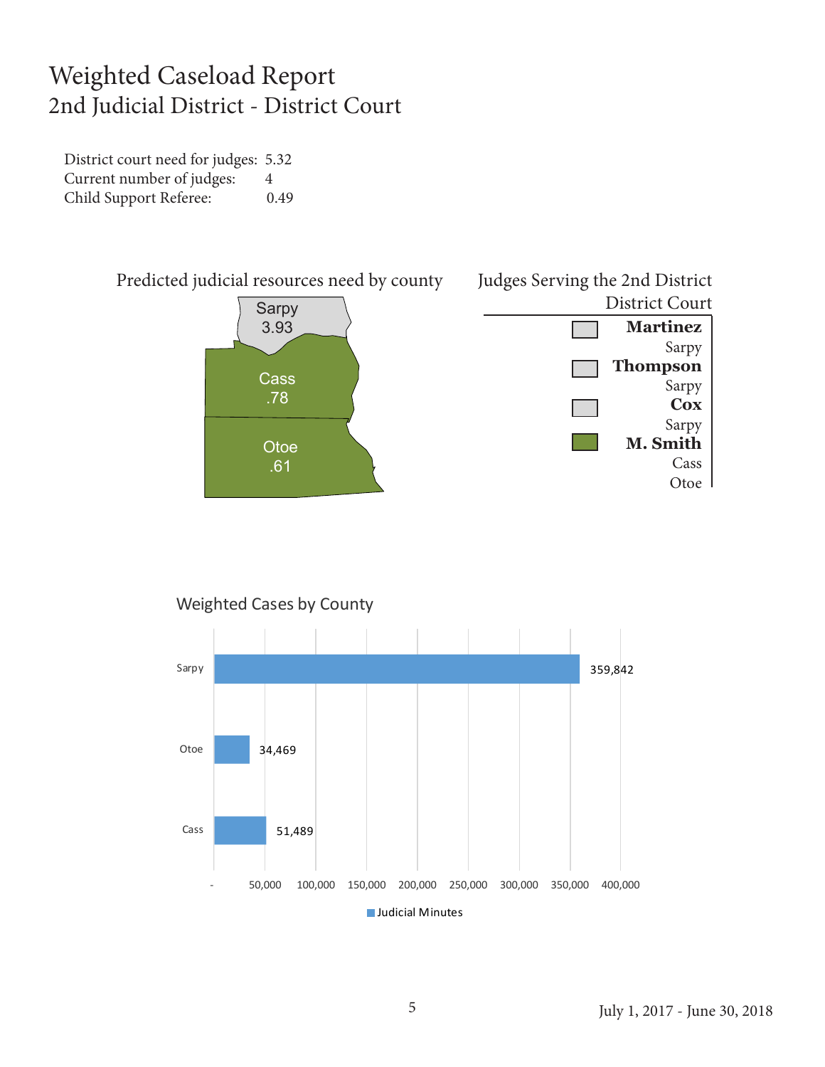# Weighted Caseload Report

## 2nd Judicial District - District Court

District court need for judges: 5.32
Current number of judges: 4
Child Support Referee: 0.49

### Predicted judicial resources need by county

| County | Need |
|---|---|
| Sarpy | 3.93 |
| Cass | .78 |
| Otoe | .61 |

### Judges Serving the 2nd District District Court

| Judge | Counties |
|---|---|
| **Martinez** | Sarpy |
| **Thompson** | Sarpy |
| **Cox** | Sarpy |
| **M. Smith** | Cass, Otoe |

### Weighted Cases by County

| County | Judicial Minutes |
|---|---|
| Sarpy | 359,842 |
| Otoe | 34,469 |
| Cass | 51,489 |

July 1, 2017 - June 30, 2018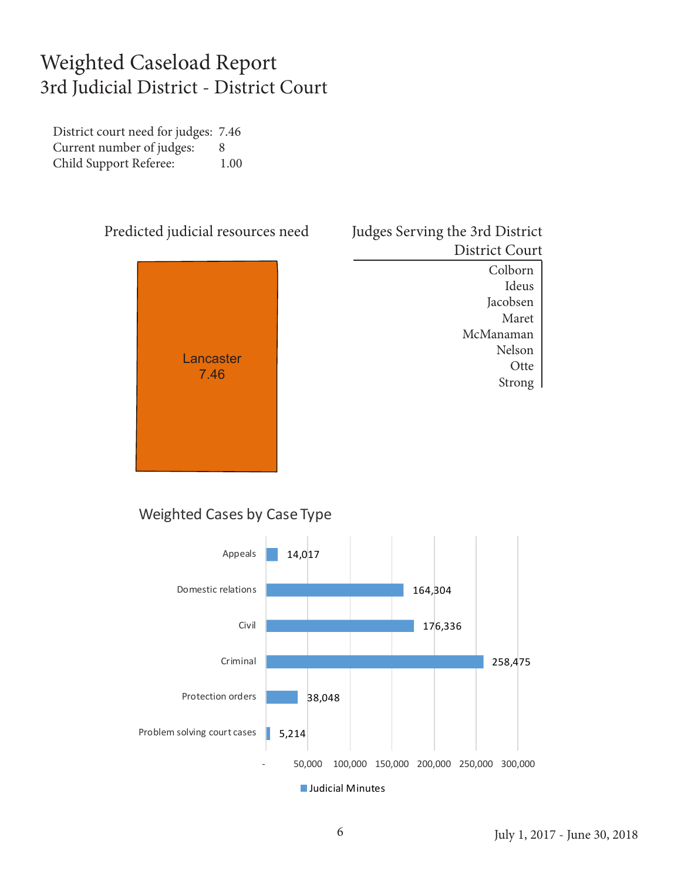# Weighted Caseload Report
## 3rd Judicial District - District Court

District court need for judges: 7.46
Current number of judges: 8
Child Support Referee: 1.00

### Predicted judicial resources need

Lancaster
7.46

### Judges Serving the 3rd District District Court

Colborn
Ideus
Jacobsen
Maret
McManaman
Nelson
Otte
Strong

### Weighted Cases by Case Type

| Case Type | Judicial Minutes |
|---|---|
| Appeals | 14,017 |
| Domestic relations | 164,304 |
| Civil | 176,336 |
| Criminal | 258,475 |
| Protection orders | 38,048 |
| Problem solving court cases | 5,214 |

July 1, 2017 - June 30, 2018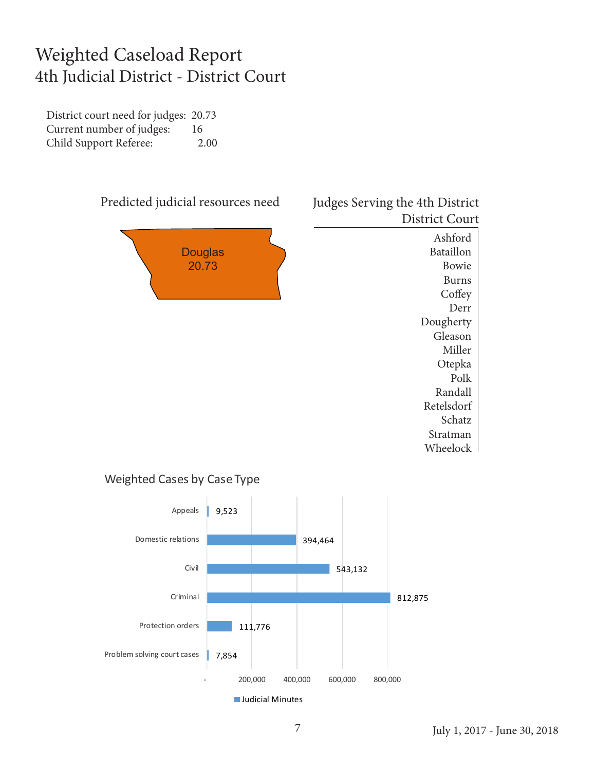# Weighted Caseload Report

## 4th Judicial District - District Court

| | |
|---|---|
| District court need for judges: | 20.73 |
| Current number of judges: | 16 |
| Child Support Referee: | 2.00 |

### Predicted judicial resources need

Douglas
20.73

### Judges Serving the 4th District District Court

Ashford
Bataillon
Bowie
Burns
Coffey
Derr
Dougherty
Gleason
Miller
Otepka
Polk
Randall
Retelsdorf
Schatz
Stratman
Wheelock

### Weighted Cases by Case Type

| Case Type | Judicial Minutes |
|---|---|
| Appeals | 9,523 |
| Domestic relations | 394,464 |
| Civil | 543,132 |
| Criminal | 812,875 |
| Protection orders | 111,776 |
| Problem solving court cases | 7,854 |

July 1, 2017 - June 30, 2018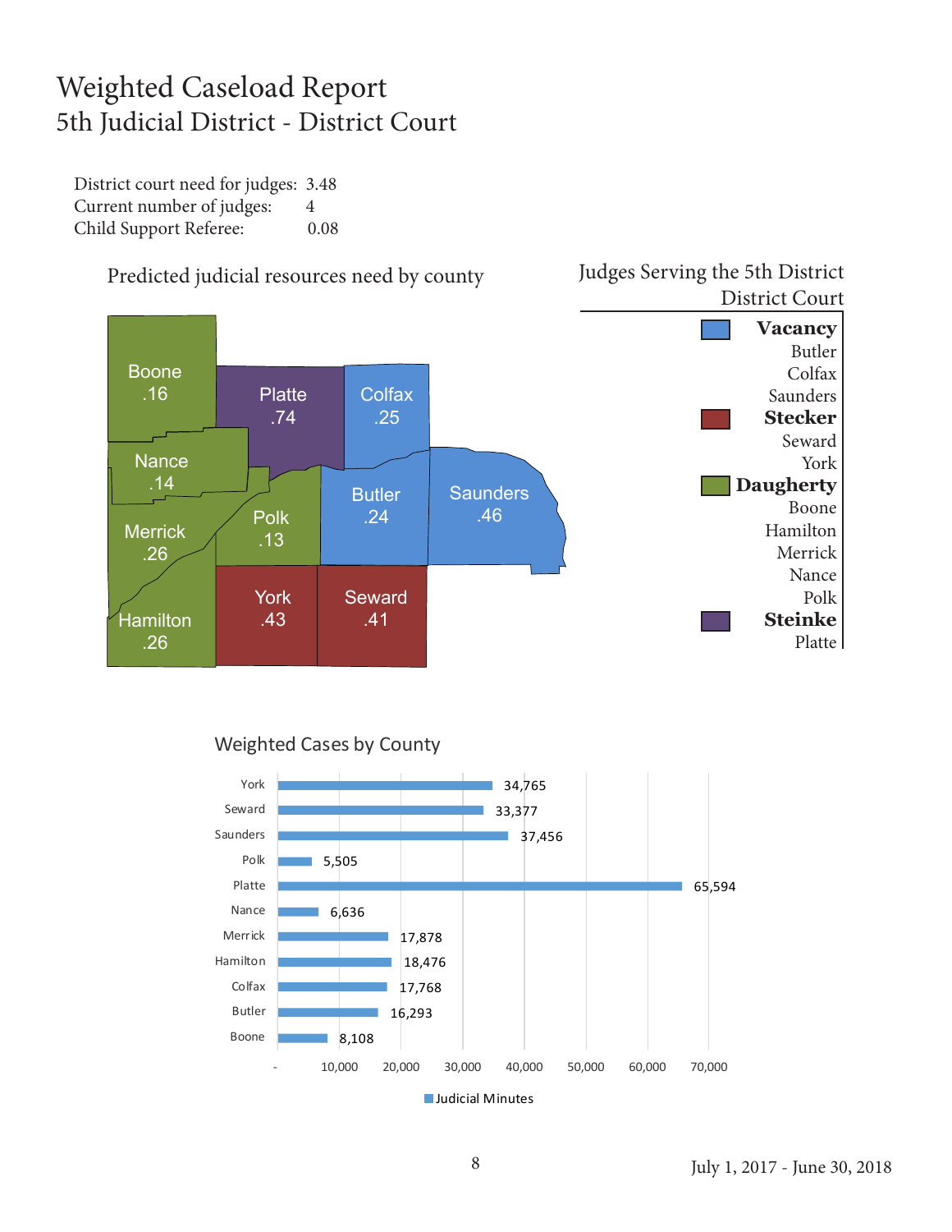# Weighted Caseload Report
## 5th Judicial District - District Court

District court need for judges: 3.48
Current number of judges: 4
Child Support Referee: 0.08

### Predicted judicial resources need by county

| County | Need |
|---|---|
| Boone | .16 |
| Platte | .74 |
| Colfax | .25 |
| Nance | .14 |
| Merrick | .26 |
| Polk | .13 |
| Butler | .24 |
| Saunders | .46 |
| Hamilton | .26 |
| York | .43 |
| Seward | .41 |

### Judges Serving the 5th District District Court

**Vacancy**
Butler
Colfax
Saunders

**Stecker**
Seward
York

**Daugherty**
Boone
Hamilton
Merrick
Nance
Polk

**Steinke**
Platte

### Weighted Cases by County

| County | Judicial Minutes |
|---|---|
| York | 34,765 |
| Seward | 33,377 |
| Saunders | 37,456 |
| Polk | 5,505 |
| Platte | 65,594 |
| Nance | 6,636 |
| Merrick | 17,878 |
| Hamilton | 18,476 |
| Colfax | 17,768 |
| Butler | 16,293 |
| Boone | 8,108 |

July 1, 2017 - June 30, 2018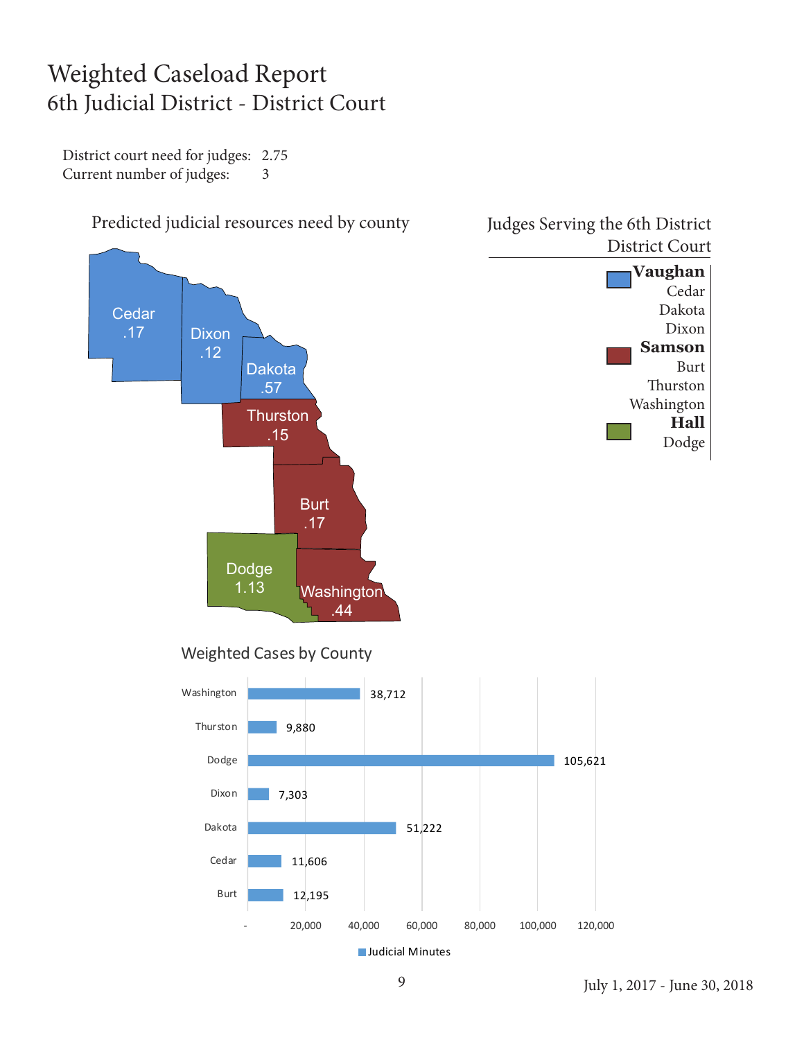# Weighted Caseload Report
## 6th Judicial District - District Court

District court need for judges: 2.75
Current number of judges: 3

### Predicted judicial resources need by county

| County | Need |
|---|---|
| Cedar | .17 |
| Dixon | .12 |
| Dakota | .57 |
| Thurston | .15 |
| Burt | .17 |
| Dodge | 1.13 |
| Washington | .44 |

### Judges Serving the 6th District District Court

**Vaughan**
Cedar
Dakota
Dixon

**Samson**
Burt
Thurston
Washington

**Hall**
Dodge

### Weighted Cases by County

| County | Judicial Minutes |
|---|---|
| Washington | 38,712 |
| Thurston | 9,880 |
| Dodge | 105,621 |
| Dixon | 7,303 |
| Dakota | 51,222 |
| Cedar | 11,606 |
| Burt | 12,195 |

July 1, 2017 - June 30, 2018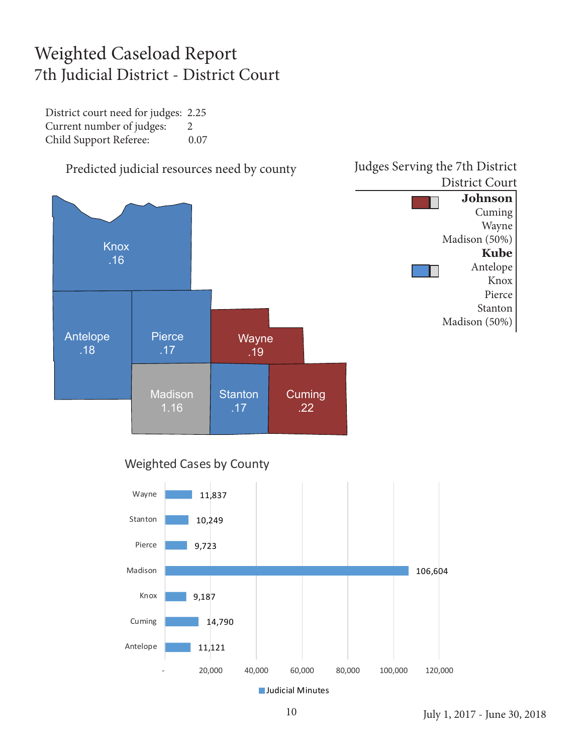# Weighted Caseload Report
## 7th Judicial District - District Court

District court need for judges: 2.25
Current number of judges: 2
Child Support Referee: 0.07

### Predicted judicial resources need by county

| County | Predicted need |
|---|---|
| Knox | .16 |
| Antelope | .18 |
| Pierce | .17 |
| Wayne | .19 |
| Madison | 1.16 |
| Stanton | .17 |
| Cuming | .22 |

### Judges Serving the 7th District District Court

**Johnson**
Cuming
Wayne
Madison (50%)

**Kube**
Antelope
Knox
Pierce
Stanton
Madison (50%)

### Weighted Cases by County

| County | Judicial Minutes |
|---|---|
| Wayne | 11,837 |
| Stanton | 10,249 |
| Pierce | 9,723 |
| Madison | 106,604 |
| Knox | 9,187 |
| Cuming | 14,790 |
| Antelope | 11,121 |

July 1, 2017 - June 30, 2018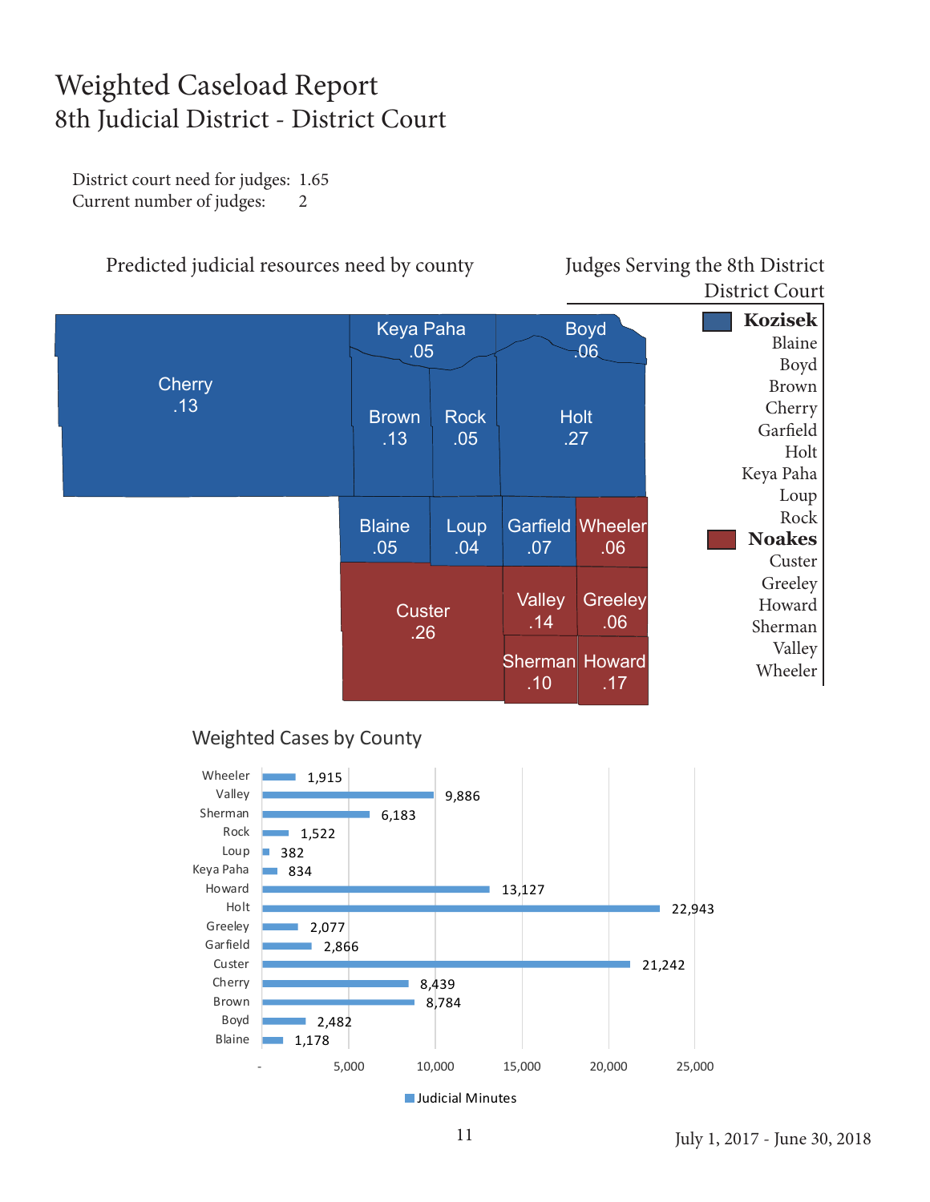# Weighted Caseload Report

## 8th Judicial District - District Court

District court need for judges: 1.65
Current number of judges: 2

### Predicted judicial resources need by county

| County | Need | Judge |
|---|---|---|
| Cherry | .13 | Kozisek |
| Keya Paha | .05 | Kozisek |
| Boyd | .06 | Kozisek |
| Brown | .13 | Kozisek |
| Rock | .05 | Kozisek |
| Holt | .27 | Kozisek |
| Blaine | .05 | Kozisek |
| Loup | .04 | Kozisek |
| Garfield | .07 | Kozisek |
| Wheeler | .06 | Noakes |
| Custer | .26 | Noakes |
| Valley | .14 | Noakes |
| Greeley | .06 | Noakes |
| Sherman | .10 | Noakes |
| Howard | .17 | Noakes |

### Judges Serving the 8th District District Court

**Kozisek**
Blaine
Boyd
Brown
Cherry
Garfield
Holt
Keya Paha
Loup
Rock

**Noakes**
Custer
Greeley
Howard
Sherman
Valley
Wheeler

### Weighted Cases by County

| County | Judicial Minutes |
|---|---|
| Wheeler | 1,915 |
| Valley | 9,886 |
| Sherman | 6,183 |
| Rock | 1,522 |
| Loup | 382 |
| Keya Paha | 834 |
| Howard | 13,127 |
| Holt | 22,943 |
| Greeley | 2,077 |
| Garfield | 2,866 |
| Custer | 21,242 |
| Cherry | 8,439 |
| Brown | 8,784 |
| Boyd | 2,482 |
| Blaine | 1,178 |

July 1, 2017 - June 30, 2018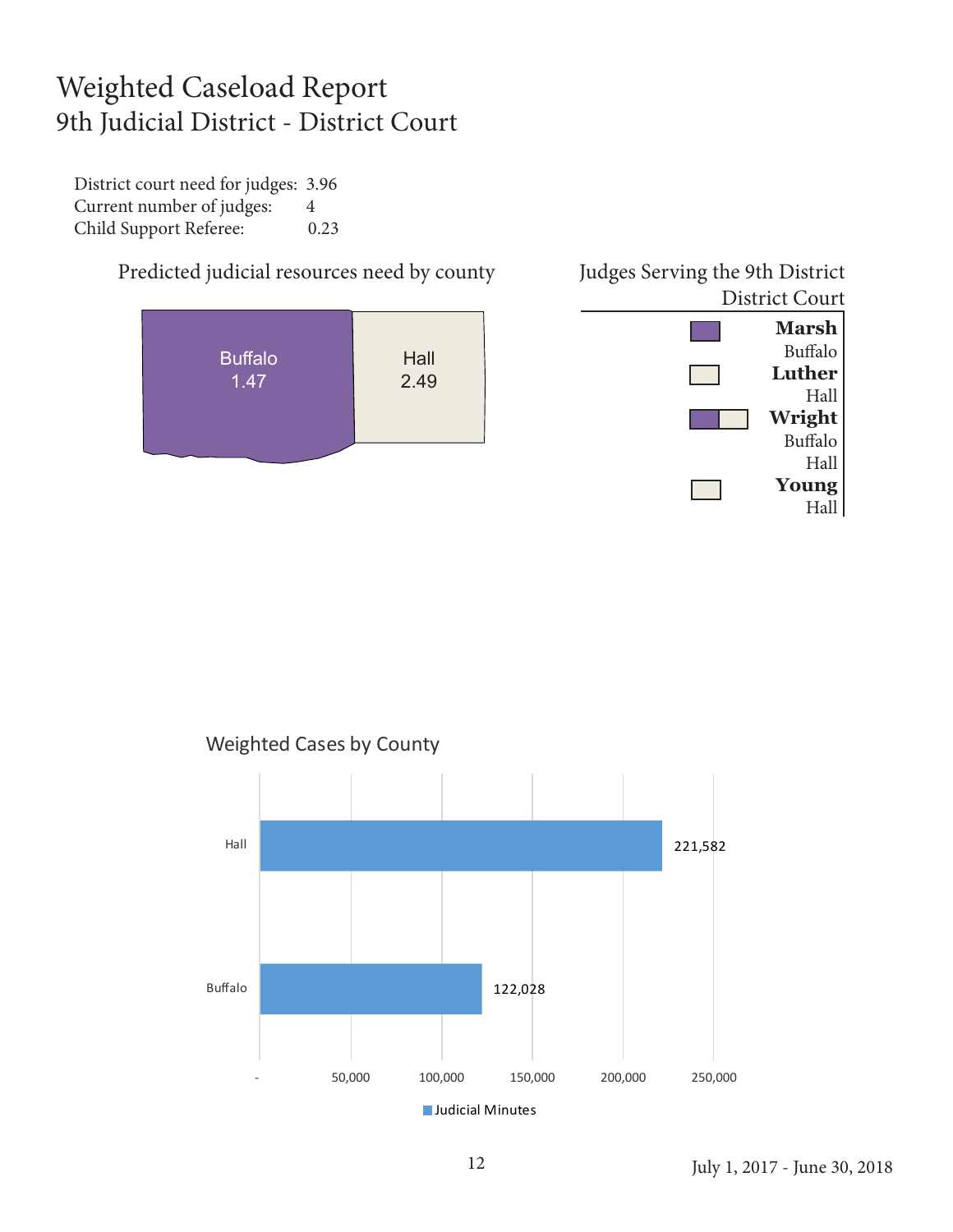# Weighted Caseload Report
## 9th Judicial District - District Court

District court need for judges: 3.96
Current number of judges: 4
Child Support Referee: 0.23

Predicted judicial resources need by county

| County | Need |
|---|---|
| Buffalo | 1.47 |
| Hall | 2.49 |

Judges Serving the 9th District District Court

**Marsh**
Buffalo

**Luther**
Hall

**Wright**
Buffalo
Hall

**Young**
Hall

Weighted Cases by County

| County | Judicial Minutes |
|---|---|
| Hall | 221,582 |
| Buffalo | 122,028 |

July 1, 2017 - June 30, 2018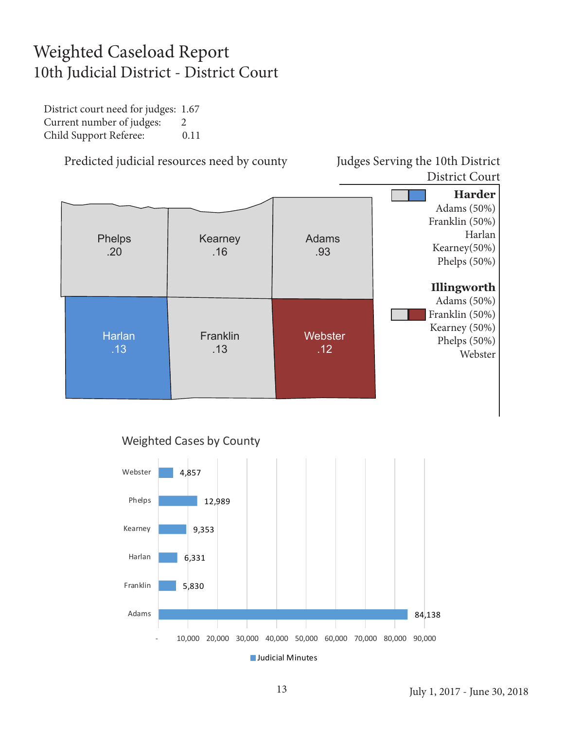# Weighted Caseload Report
## 10th Judicial District - District Court

District court need for judges: 1.67
Current number of judges: 2
Child Support Referee: 0.11

### Predicted judicial resources need by county

| County | Need |
|---|---|
| Phelps | .20 |
| Kearney | .16 |
| Adams | .93 |
| Harlan | .13 |
| Franklin | .13 |
| Webster | .12 |

### Judges Serving the 10th District District Court

**Harder**
Adams (50%)
Franklin (50%)
Harlan
Kearney(50%)
Phelps (50%)

**Illingworth**
Adams (50%)
Franklin (50%)
Kearney (50%)
Phelps (50%)
Webster

### Weighted Cases by County

| County | Judicial Minutes |
|---|---|
| Webster | 4,857 |
| Phelps | 12,989 |
| Kearney | 9,353 |
| Harlan | 6,331 |
| Franklin | 5,830 |
| Adams | 84,138 |

July 1, 2017 - June 30, 2018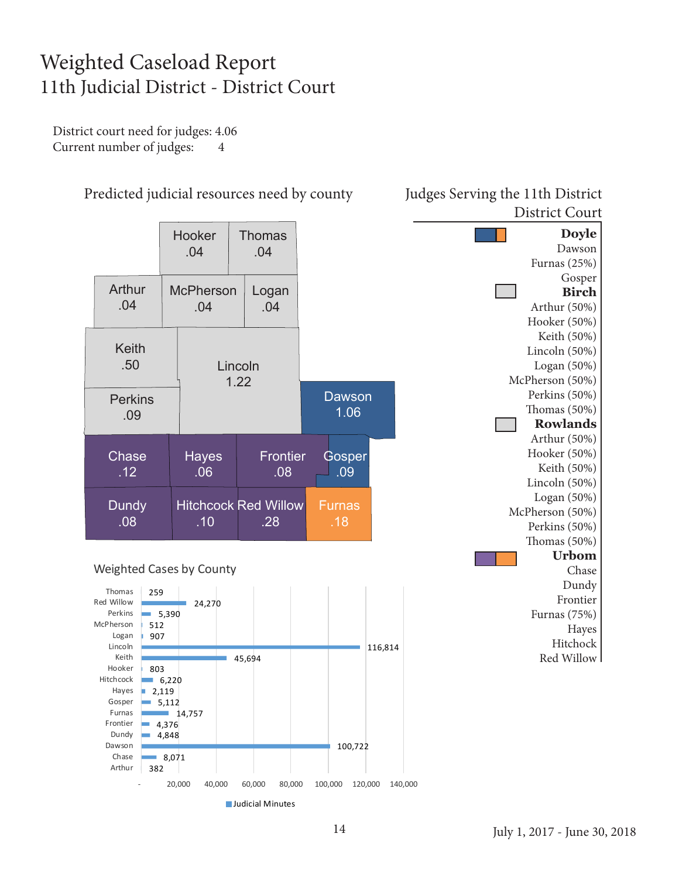# Weighted Caseload Report
## 11th Judicial District - District Court

District court need for judges: 4.06
Current number of judges: 4

### Predicted judicial resources need by county

| County | Need |
|---|---|
| Hooker | .04 |
| Thomas | .04 |
| Arthur | .04 |
| McPherson | .04 |
| Logan | .04 |
| Keith | .50 |
| Lincoln | 1.22 |
| Perkins | .09 |
| Dawson | 1.06 |
| Chase | .12 |
| Hayes | .06 |
| Frontier | .08 |
| Gosper | .09 |
| Dundy | .08 |
| Hitchcock | .10 |
| Red Willow | .28 |
| Furnas | .18 |

### Judges Serving the 11th District District Court

**Doyle**
Dawson
Furnas (25%)
Gosper

**Birch**
Arthur (50%)
Hooker (50%)
Keith (50%)
Lincoln (50%)
Logan (50%)
McPherson (50%)
Perkins (50%)
Thomas (50%)

**Rowlands**
Arthur (50%)
Hooker (50%)
Keith (50%)
Lincoln (50%)
Logan (50%)
McPherson (50%)
Perkins (50%)
Thomas (50%)

**Urbom**
Chase
Dundy
Frontier
Furnas (75%)
Hayes
Hitchcock
Red Willow

### Weighted Cases by County

| County | Judicial Minutes |
|---|---|
| Thomas | 259 |
| Red Willow | 24,270 |
| Perkins | 5,390 |
| McPherson | 512 |
| Logan | 907 |
| Lincoln | 116,814 |
| Keith | 45,694 |
| Hooker | 803 |
| Hitchcock | 6,220 |
| Hayes | 2,119 |
| Gosper | 5,112 |
| Furnas | 14,757 |
| Frontier | 4,376 |
| Dundy | 4,848 |
| Dawson | 100,722 |
| Chase | 8,071 |
| Arthur | 382 |

July 1, 2017 - June 30, 2018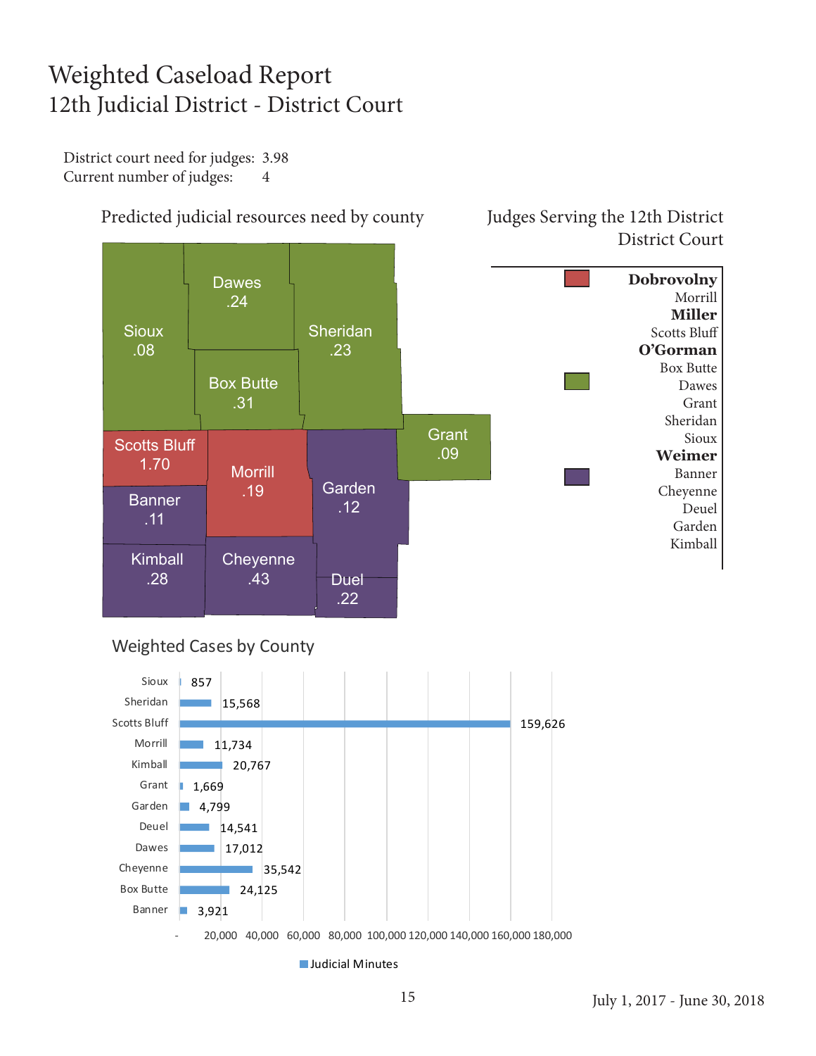# Weighted Caseload Report
## 12th Judicial District - District Court

District court need for judges: 3.98
Current number of judges: 4

Predicted judicial resources need by county

Dawes
.24
Sioux
.08
Sheridan
.23
Box Butte
.31
Scotts Bluff
1.70
Morrill
.19
Grant
.09
Banner
.11
Garden
.12
Kimball
.28
Cheyenne
.43
Duel
.22

Judges Serving the 12th District
District Court

**Dobrovolny**
Morrill
**Miller**
Scotts Bluff
**O'Gorman**
Box Butte
Dawes
Grant
Sheridan
Sioux
**Weimer**
Banner
Cheyenne
Deuel
Garden
Kimball

Weighted Cases by County

Sioux 857
Sheridan 15,568
Scotts Bluff 159,626
Morrill 11,734
Kimball 20,767
Grant 1,669
Garden 4,799
Deuel 14,541
Dawes 17,012
Cheyenne 35,542
Box Butte 24,125
Banner 3,921

- 20,000 40,000 60,000 80,000 100,000 120,000 140,000 160,000 180,000

Judicial Minutes

July 1, 2017 - June 30, 2018